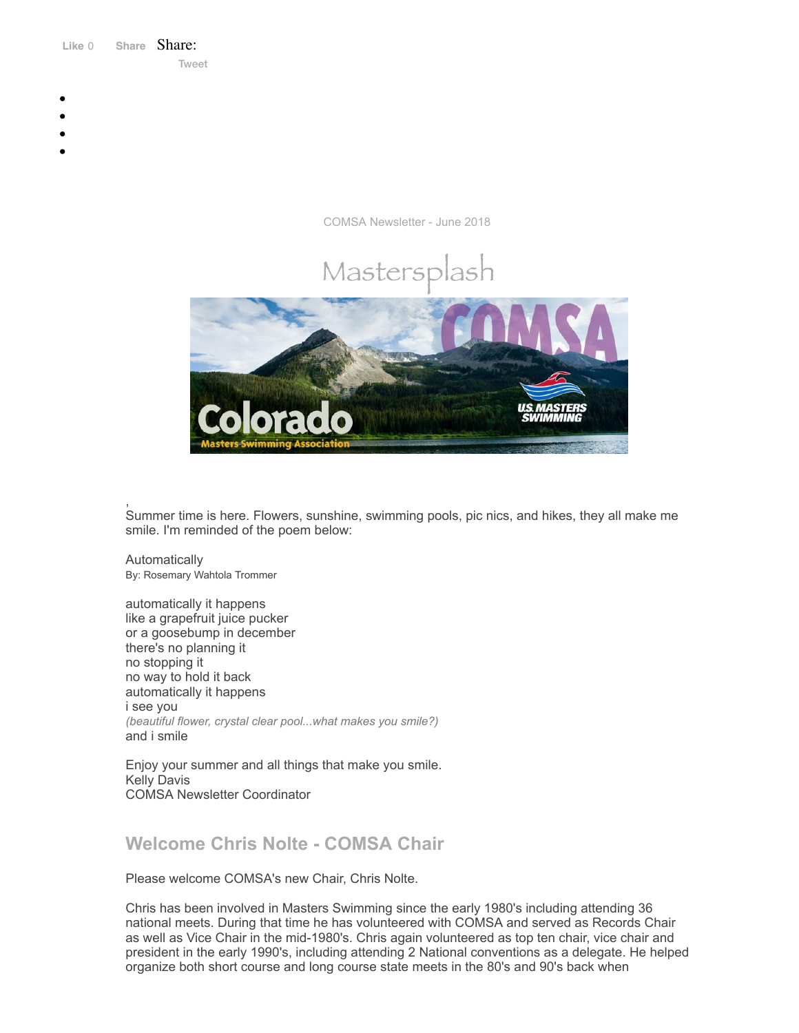Like 0 Share Share:
Tweet

COMSA Newsletter - June 2018

Mastersplash

,
Summer time is here. Flowers, sunshine, swimming pools, pic nics, and hikes, they all make me smile. I'm reminded of the poem below:

Automatically
By: Rosemary Wahtola Trommer

automatically it happens
like a grapefruit juice pucker
or a goosebump in december
there's no planning it
no stopping it
no way to hold it back
automatically it happens
i see you
*(beautiful flower, crystal clear pool...what makes you smile?)*
and i smile

Enjoy your summer and all things that make you smile.
Kelly Davis
COMSA Newsletter Coordinator

## Welcome Chris Nolte - COMSA Chair

Please welcome COMSA's new Chair, Chris Nolte.

Chris has been involved in Masters Swimming since the early 1980's including attending 36 national meets. During that time he has volunteered with COMSA and served as Records Chair as well as Vice Chair in the mid-1980's. Chris again volunteered as top ten chair, vice chair and president in the early 1990's, including attending 2 National conventions as a delegate. He helped organize both short course and long course state meets in the 80's and 90's back when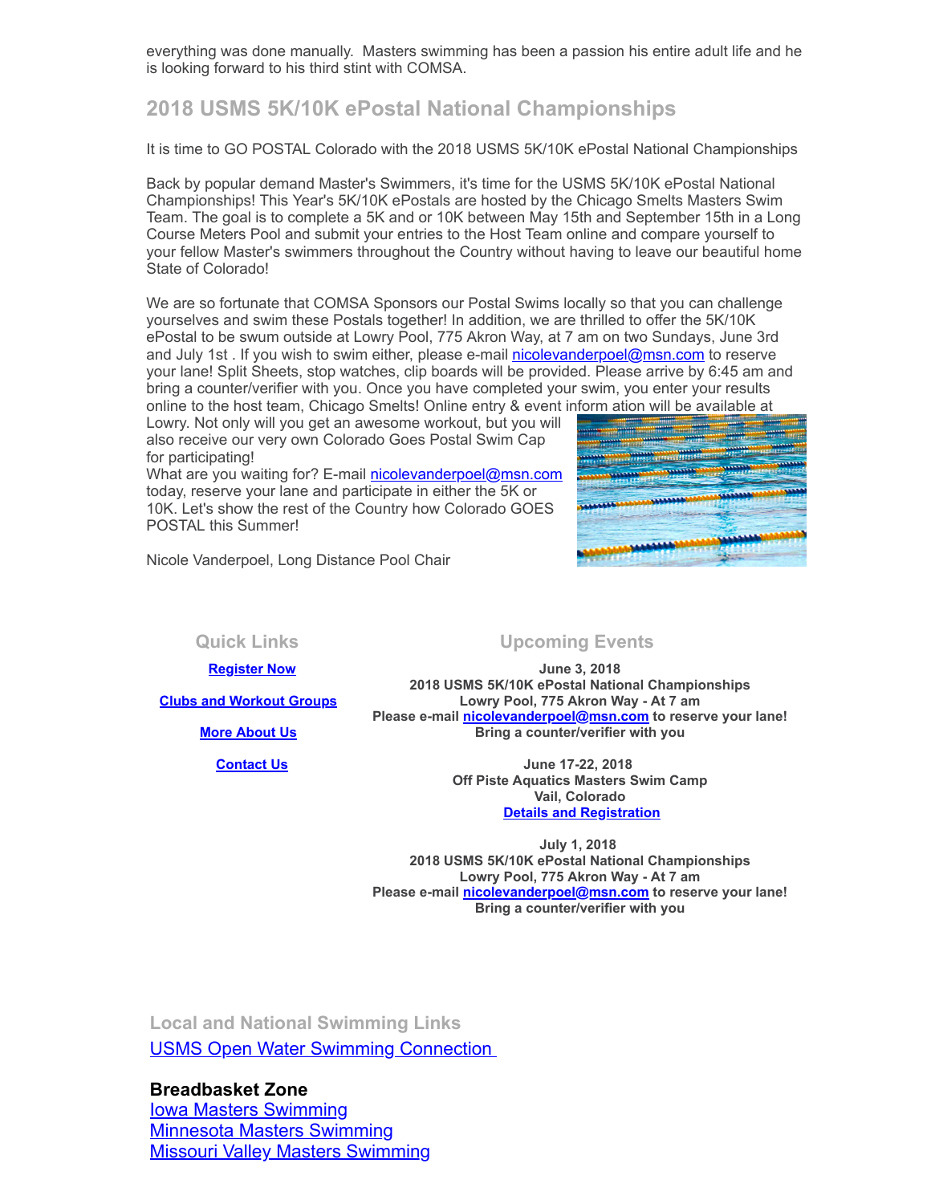everything was done manually. Masters swimming has been a passion his entire adult life and he is looking forward to his third stint with COMSA.

## 2018 USMS 5K/10K ePostal National Championships

It is time to GO POSTAL Colorado with the 2018 USMS 5K/10K ePostal National Championships

Back by popular demand Master's Swimmers, it's time for the USMS 5K/10K ePostal National Championships! This Year's 5K/10K ePostals are hosted by the Chicago Smelts Masters Swim Team. The goal is to complete a 5K and or 10K between May 15th and September 15th in a Long Course Meters Pool and submit your entries to the Host Team online and compare yourself to your fellow Master's swimmers throughout the Country without having to leave our beautiful home State of Colorado!

We are so fortunate that COMSA Sponsors our Postal Swims locally so that you can challenge yourselves and swim these Postals together! In addition, we are thrilled to offer the 5K/10K ePostal to be swum outside at Lowry Pool, 775 Akron Way, at 7 am on two Sundays, June 3rd and July 1st . If you wish to swim either, please e-mail nicolevanderpoel@msn.com to reserve your lane! Split Sheets, stop watches, clip boards will be provided. Please arrive by 6:45 am and bring a counter/verifier with you. Once you have completed your swim, you enter your results online to the host team, Chicago Smelts! Online entry & event inform ation will be available at Lowry. Not only will you get an awesome workout, but you will also receive our very own Colorado Goes Postal Swim Cap for participating!
What are you waiting for? E-mail nicolevanderpoel@msn.com today, reserve your lane and participate in either the 5K or 10K. Let's show the rest of the Country how Colorado GOES POSTAL this Summer!

Nicole Vanderpoel, Long Distance Pool Chair

### Quick Links

[Register Now]()

[Clubs and Workout Groups]()

[More About Us]()

[Contact Us]()

### Upcoming Events

**June 3, 2018**
**2018 USMS 5K/10K ePostal National Championships**
**Lowry Pool, 775 Akron Way - At 7 am**
**Please e-mail nicolevanderpoel@msn.com to reserve your lane!**
**Bring a counter/verifier with you**

**June 17-22, 2018**
**Off Piste Aquatics Masters Swim Camp**
**Vail, Colorado**
**[Details and Registration]()**

**July 1, 2018**
**2018 USMS 5K/10K ePostal National Championships**
**Lowry Pool, 775 Akron Way - At 7 am**
**Please e-mail nicolevanderpoel@msn.com to reserve your lane!**
**Bring a counter/verifier with you**

### Local and National Swimming Links

[USMS Open Water Swimming Connection]()

**Breadbasket Zone**
[Iowa Masters Swimming]()
[Minnesota Masters Swimming]()
[Missouri Valley Masters Swimming]()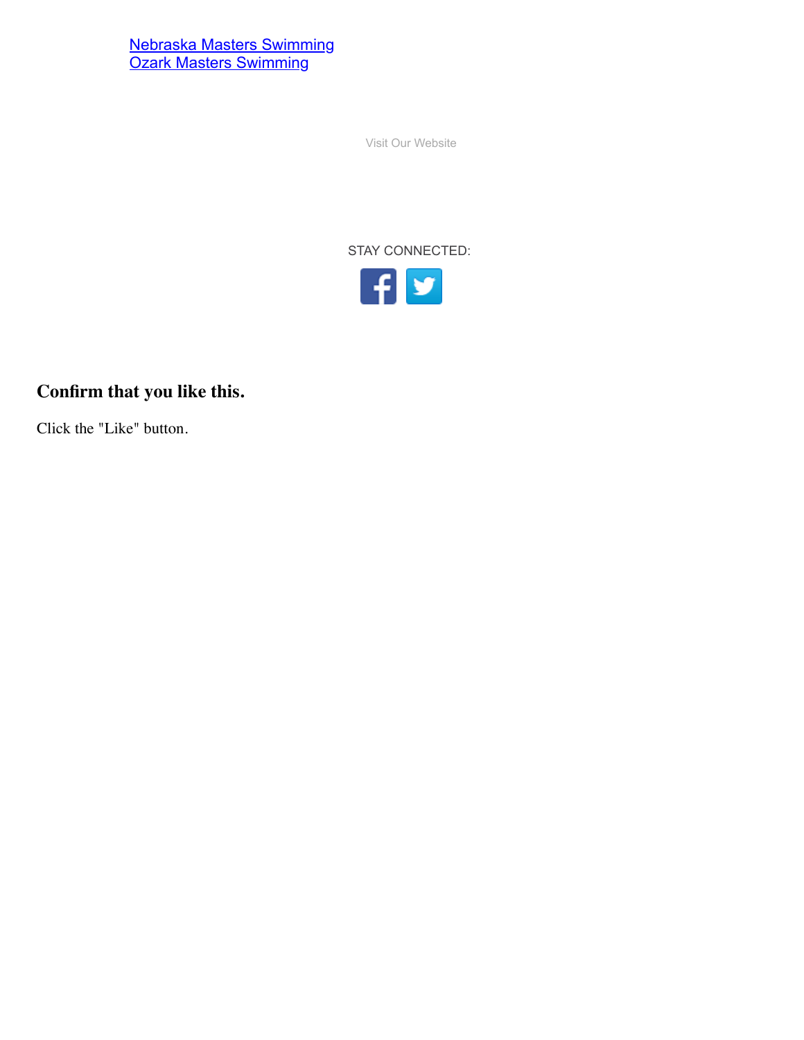Nebraska Masters Swimming
Ozark Masters Swimming

Visit Our Website

STAY CONNECTED:

## Confirm that you like this.

Click the "Like" button.